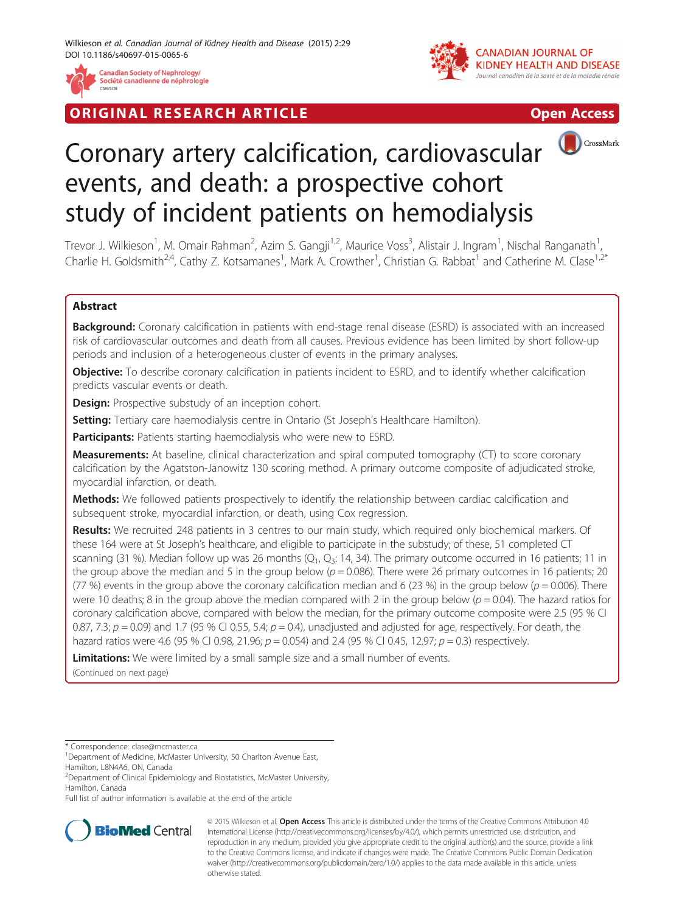ORIGINAL RESEARCH ARTICLE

Open Access

# Coronary artery calcification, cardiovascular events, and death: a prospective cohort study of incident patients on hemodialysis

Trevor J. Wilkieson[1], M. Omair Rahman[2], Azim S. Gangji[1,2], Maurice Voss[3], Alistair J. Ingram[1], Nischal Ranganath[1], Charlie H. Goldsmith[2,4], Cathy Z. Kotsamanes[1], Mark A. Crowther[1], Christian G. Rabbat[1] and Catherine M. Clase[1,2*]

## Abstract

**Background:** Coronary calcification in patients with end-stage renal disease (ESRD) is associated with an increased risk of cardiovascular outcomes and death from all causes. Previous evidence has been limited by short follow-up periods and inclusion of a heterogeneous cluster of events in the primary analyses.

**Objective:** To describe coronary calcification in patients incident to ESRD, and to identify whether calcification predicts vascular events or death.

**Design:** Prospective substudy of an inception cohort.

**Setting:** Tertiary care haemodialysis centre in Ontario (St Joseph's Healthcare Hamilton).

**Participants:** Patients starting haemodialysis who were new to ESRD.

**Measurements:** At baseline, clinical characterization and spiral computed tomography (CT) to score coronary calcification by the Agatston-Janowitz 130 scoring method. A primary outcome composite of adjudicated stroke, myocardial infarction, or death.

**Methods:** We followed patients prospectively to identify the relationship between cardiac calcification and subsequent stroke, myocardial infarction, or death, using Cox regression.

**Results:** We recruited 248 patients in 3 centres to our main study, which required only biochemical markers. Of these 164 were at St Joseph's healthcare, and eligible to participate in the substudy; of these, 51 completed CT scanning (31 %). Median follow up was 26 months ($Q_1$, $Q_3$: 14, 34). The primary outcome occurred in 16 patients; 11 in the group above the median and 5 in the group below ($p = 0.086$). There were 26 primary outcomes in 16 patients; 20 (77 %) events in the group above the coronary calcification median and 6 (23 %) in the group below ($p = 0.006$). There were 10 deaths; 8 in the group above the median compared with 2 in the group below ($p = 0.04$). The hazard ratios for coronary calcification above, compared with below the median, for the primary outcome composite were 2.5 (95 % CI 0.87, 7.3; $p = 0.09$) and 1.7 (95 % CI 0.55, 5.4; $p = 0.4$), unadjusted and adjusted for age, respectively. For death, the hazard ratios were 4.6 (95 % CI 0.98, 21.96; $p = 0.054$) and 2.4 (95 % CI 0.45, 12.97; $p = 0.3$) respectively.

**Limitations:** We were limited by a small sample size and a small number of events.

(Continued on next page)

\* Correspondence: clase@mcmaster.ca
[1]Department of Medicine, McMaster University, 50 Charlton Avenue East, Hamilton, L8N4A6, ON, Canada
[2]Department of Clinical Epidemiology and Biostatistics, McMaster University, Hamilton, Canada
Full list of author information is available at the end of the article

© 2015 Wilkieson et al. **Open Access** This article is distributed under the terms of the Creative Commons Attribution 4.0 International License (http://creativecommons.org/licenses/by/4.0/), which permits unrestricted use, distribution, and reproduction in any medium, provided you give appropriate credit to the original author(s) and the source, provide a link to the Creative Commons license, and indicate if changes were made. The Creative Commons Public Domain Dedication waiver (http://creativecommons.org/publicdomain/zero/1.0/) applies to the data made available in this article, unless otherwise stated.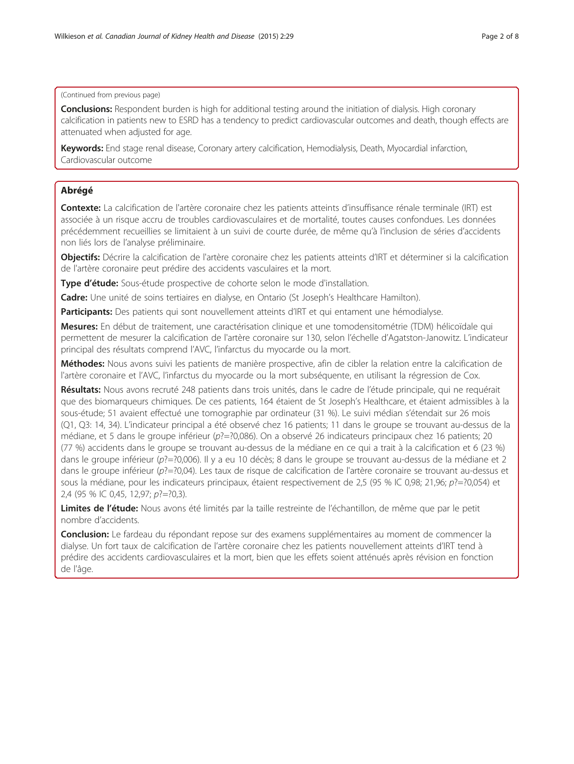(Continued from previous page)

**Conclusions:** Respondent burden is high for additional testing around the initiation of dialysis. High coronary calcification in patients new to ESRD has a tendency to predict cardiovascular outcomes and death, though effects are attenuated when adjusted for age.

**Keywords:** End stage renal disease, Coronary artery calcification, Hemodialysis, Death, Myocardial infarction, Cardiovascular outcome

## Abrégé

**Contexte:** La calcification de l'artère coronaire chez les patients atteints d'insuffisance rénale terminale (IRT) est associée à un risque accru de troubles cardiovasculaires et de mortalité, toutes causes confondues. Les données précédemment recueillies se limitaient à un suivi de courte durée, de même qu'à l'inclusion de séries d'accidents non liés lors de l'analyse préliminaire.

**Objectifs:** Décrire la calcification de l'artère coronaire chez les patients atteints d'IRT et déterminer si la calcification de l'artère coronaire peut prédire des accidents vasculaires et la mort.

**Type d'étude:** Sous-étude prospective de cohorte selon le mode d'installation.

**Cadre:** Une unité de soins tertiaires en dialyse, en Ontario (St Joseph's Healthcare Hamilton).

**Participants:** Des patients qui sont nouvellement atteints d'IRT et qui entament une hémodialyse.

**Mesures:** En début de traitement, une caractérisation clinique et une tomodensitométrie (TDM) hélicoïdale qui permettent de mesurer la calcification de l'artère coronaire sur 130, selon l'échelle d'Agatston-Janowitz. L'indicateur principal des résultats comprend l'AVC, l'infarctus du myocarde ou la mort.

**Méthodes:** Nous avons suivi les patients de manière prospective, afin de cibler la relation entre la calcification de l'artère coronaire et l'AVC, l'infarctus du myocarde ou la mort subséquente, en utilisant la régression de Cox.

**Résultats:** Nous avons recruté 248 patients dans trois unités, dans le cadre de l'étude principale, qui ne requérait que des biomarqueurs chimiques. De ces patients, 164 étaient de St Joseph's Healthcare, et étaient admissibles à la sous-étude; 51 avaient effectué une tomographie par ordinateur (31 %). Le suivi médian s'étendait sur 26 mois (Q1, Q3: 14, 34). L'indicateur principal a été observé chez 16 patients; 11 dans le groupe se trouvant au-dessus de la médiane, et 5 dans le groupe inférieur (*p*?=?0,086). On a observé 26 indicateurs principaux chez 16 patients; 20 (77 %) accidents dans le groupe se trouvant au-dessus de la médiane en ce qui a trait à la calcification et 6 (23 %) dans le groupe inférieur (*p*?=?0,006). Il y a eu 10 décès; 8 dans le groupe se trouvant au-dessus de la médiane et 2 dans le groupe inférieur (*p*?=?0,04). Les taux de risque de calcification de l'artère coronaire se trouvant au-dessus et sous la médiane, pour les indicateurs principaux, étaient respectivement de 2,5 (95 % IC 0,98; 21,96; *p*?=?0,054) et 2,4 (95 % IC 0,45, 12,97; *p*?=?0,3).

**Limites de l'étude:** Nous avons été limités par la taille restreinte de l'échantillon, de même que par le petit nombre d'accidents.

**Conclusion:** Le fardeau du répondant repose sur des examens supplémentaires au moment de commencer la dialyse. Un fort taux de calcification de l'artère coronaire chez les patients nouvellement atteints d'IRT tend à prédire des accidents cardiovasculaires et la mort, bien que les effets soient atténués après révision en fonction de l'âge.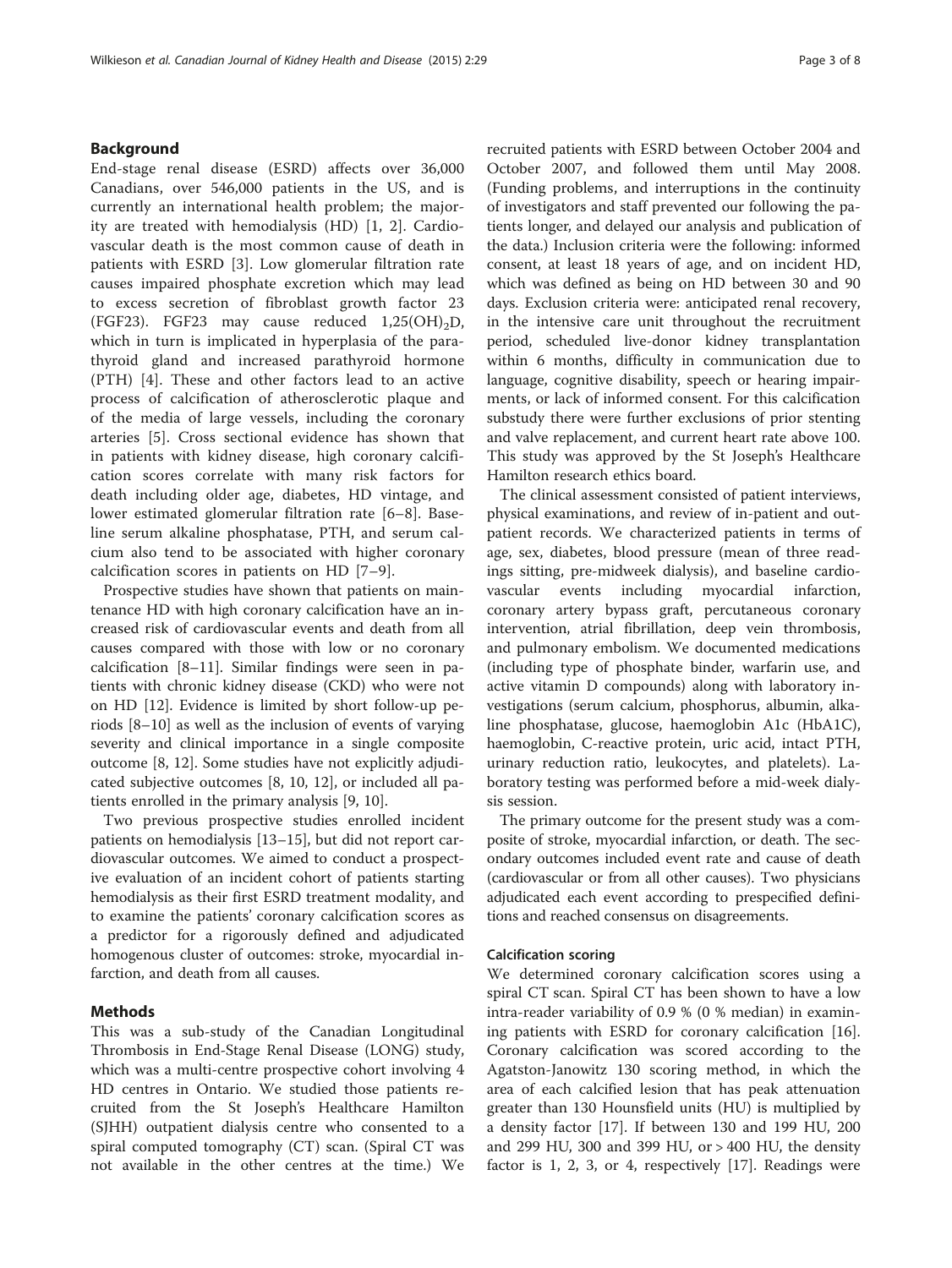## Background

End-stage renal disease (ESRD) affects over 36,000 Canadians, over 546,000 patients in the US, and is currently an international health problem; the majority are treated with hemodialysis (HD) [1, 2]. Cardiovascular death is the most common cause of death in patients with ESRD [3]. Low glomerular filtration rate causes impaired phosphate excretion which may lead to excess secretion of fibroblast growth factor 23 (FGF23). FGF23 may cause reduced $1,25(OH)_2D$, which in turn is implicated in hyperplasia of the parathyroid gland and increased parathyroid hormone (PTH) [4]. These and other factors lead to an active process of calcification of atherosclerotic plaque and of the media of large vessels, including the coronary arteries [5]. Cross sectional evidence has shown that in patients with kidney disease, high coronary calcification scores correlate with many risk factors for death including older age, diabetes, HD vintage, and lower estimated glomerular filtration rate [6–8]. Baseline serum alkaline phosphatase, PTH, and serum calcium also tend to be associated with higher coronary calcification scores in patients on HD [7–9].

Prospective studies have shown that patients on maintenance HD with high coronary calcification have an increased risk of cardiovascular events and death from all causes compared with those with low or no coronary calcification [8–11]. Similar findings were seen in patients with chronic kidney disease (CKD) who were not on HD [12]. Evidence is limited by short follow-up periods [8–10] as well as the inclusion of events of varying severity and clinical importance in a single composite outcome [8, 12]. Some studies have not explicitly adjudicated subjective outcomes [8, 10, 12], or included all patients enrolled in the primary analysis [9, 10].

Two previous prospective studies enrolled incident patients on hemodialysis [13–15], but did not report cardiovascular outcomes. We aimed to conduct a prospective evaluation of an incident cohort of patients starting hemodialysis as their first ESRD treatment modality, and to examine the patients' coronary calcification scores as a predictor for a rigorously defined and adjudicated homogenous cluster of outcomes: stroke, myocardial infarction, and death from all causes.

## Methods

This was a sub-study of the Canadian Longitudinal Thrombosis in End-Stage Renal Disease (LONG) study, which was a multi-centre prospective cohort involving 4 HD centres in Ontario. We studied those patients recruited from the St Joseph's Healthcare Hamilton (SJHH) outpatient dialysis centre who consented to a spiral computed tomography (CT) scan. (Spiral CT was not available in the other centres at the time.) We recruited patients with ESRD between October 2004 and October 2007, and followed them until May 2008. (Funding problems, and interruptions in the continuity of investigators and staff prevented our following the patients longer, and delayed our analysis and publication of the data.) Inclusion criteria were the following: informed consent, at least 18 years of age, and on incident HD, which was defined as being on HD between 30 and 90 days. Exclusion criteria were: anticipated renal recovery, in the intensive care unit throughout the recruitment period, scheduled live-donor kidney transplantation within 6 months, difficulty in communication due to language, cognitive disability, speech or hearing impairments, or lack of informed consent. For this calcification substudy there were further exclusions of prior stenting and valve replacement, and current heart rate above 100. This study was approved by the St Joseph's Healthcare Hamilton research ethics board.

The clinical assessment consisted of patient interviews, physical examinations, and review of in-patient and outpatient records. We characterized patients in terms of age, sex, diabetes, blood pressure (mean of three readings sitting, pre-midweek dialysis), and baseline cardiovascular events including myocardial infarction, coronary artery bypass graft, percutaneous coronary intervention, atrial fibrillation, deep vein thrombosis, and pulmonary embolism. We documented medications (including type of phosphate binder, warfarin use, and active vitamin D compounds) along with laboratory investigations (serum calcium, phosphorus, albumin, alkaline phosphatase, glucose, haemoglobin A1c (HbA1C), haemoglobin, C-reactive protein, uric acid, intact PTH, urinary reduction ratio, leukocytes, and platelets). Laboratory testing was performed before a mid-week dialysis session.

The primary outcome for the present study was a composite of stroke, myocardial infarction, or death. The secondary outcomes included event rate and cause of death (cardiovascular or from all other causes). Two physicians adjudicated each event according to prespecified definitions and reached consensus on disagreements.

### Calcification scoring

We determined coronary calcification scores using a spiral CT scan. Spiral CT has been shown to have a low intra-reader variability of 0.9 % (0 % median) in examining patients with ESRD for coronary calcification [16]. Coronary calcification was scored according to the Agatston-Janowitz 130 scoring method, in which the area of each calcified lesion that has peak attenuation greater than 130 Hounsfield units (HU) is multiplied by a density factor [17]. If between 130 and 199 HU, 200 and 299 HU, 300 and 399 HU, or > 400 HU, the density factor is 1, 2, 3, or 4, respectively [17]. Readings were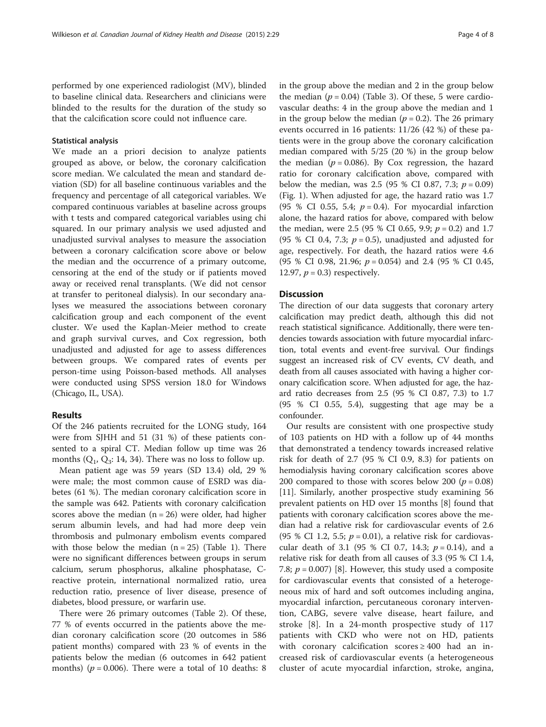performed by one experienced radiologist (MV), blinded to baseline clinical data. Researchers and clinicians were blinded to the results for the duration of the study so that the calcification score could not influence care.

#### Statistical analysis

We made an a priori decision to analyze patients grouped as above, or below, the coronary calcification score median. We calculated the mean and standard deviation (SD) for all baseline continuous variables and the frequency and percentage of all categorical variables. We compared continuous variables at baseline across groups with t tests and compared categorical variables using chi squared. In our primary analysis we used adjusted and unadjusted survival analyses to measure the association between a coronary calcification score above or below the median and the occurrence of a primary outcome, censoring at the end of the study or if patients moved away or received renal transplants. (We did not censor at transfer to peritoneal dialysis). In our secondary analyses we measured the associations between coronary calcification group and each component of the event cluster. We used the Kaplan-Meier method to create and graph survival curves, and Cox regression, both unadjusted and adjusted for age to assess differences between groups. We compared rates of events per person-time using Poisson-based methods. All analyses were conducted using SPSS version 18.0 for Windows (Chicago, IL, USA).

## Results

Of the 246 patients recruited for the LONG study, 164 were from SJHH and 51 (31 %) of these patients consented to a spiral CT. Median follow up time was 26 months ($Q_1$, $Q_3$: 14, 34). There was no loss to follow up.

Mean patient age was 59 years (SD 13.4) old, 29 % were male; the most common cause of ESRD was diabetes (61 %). The median coronary calcification score in the sample was 642. Patients with coronary calcification scores above the median (n = 26) were older, had higher serum albumin levels, and had had more deep vein thrombosis and pulmonary embolism events compared with those below the median (n = 25) (Table 1). There were no significant differences between groups in serum calcium, serum phosphorus, alkaline phosphatase, C-reactive protein, international normalized ratio, urea reduction ratio, presence of liver disease, presence of diabetes, blood pressure, or warfarin use.

There were 26 primary outcomes (Table 2). Of these, 77 % of events occurred in the patients above the median coronary calcification score (20 outcomes in 586 patient months) compared with 23 % of events in the patients below the median (6 outcomes in 642 patient months) ($p = 0.006$). There were a total of 10 deaths: 8 in the group above the median and 2 in the group below the median ($p = 0.04$) (Table 3). Of these, 5 were cardiovascular deaths: 4 in the group above the median and 1 in the group below the median ($p = 0.2$). The 26 primary events occurred in 16 patients: 11/26 (42 %) of these patients were in the group above the coronary calcification median compared with 5/25 (20 %) in the group below the median ($p = 0.086$). By Cox regression, the hazard ratio for coronary calcification above, compared with below the median, was 2.5 (95 % CI 0.87, 7.3; $p = 0.09$) (Fig. 1). When adjusted for age, the hazard ratio was 1.7 (95 % CI 0.55, 5.4; $p = 0.4$). For myocardial infarction alone, the hazard ratios for above, compared with below the median, were 2.5 (95 % CI 0.65, 9.9; $p = 0.2$) and 1.7 (95 % CI 0.4, 7.3; $p = 0.5$), unadjusted and adjusted for age, respectively. For death, the hazard ratios were 4.6 (95 % CI 0.98, 21.96; $p = 0.054$) and 2.4 (95 % CI 0.45, 12.97, $p = 0.3$) respectively.

## Discussion

The direction of our data suggests that coronary artery calcification may predict death, although this did not reach statistical significance. Additionally, there were tendencies towards association with future myocardial infarction, total events and event-free survival. Our findings suggest an increased risk of CV events, CV death, and death from all causes associated with having a higher coronary calcification score. When adjusted for age, the hazard ratio decreases from 2.5 (95 % CI 0.87, 7.3) to 1.7 (95 % CI 0.55, 5.4), suggesting that age may be a confounder.

Our results are consistent with one prospective study of 103 patients on HD with a follow up of 44 months that demonstrated a tendency towards increased relative risk for death of 2.7 (95 % CI 0.9, 8.3) for patients on hemodialysis having coronary calcification scores above 200 compared to those with scores below 200 ($p = 0.08$) [11]. Similarly, another prospective study examining 56 prevalent patients on HD over 15 months [8] found that patients with coronary calcification scores above the median had a relative risk for cardiovascular events of 2.6 (95 % CI 1.2, 5.5; $p = 0.01$), a relative risk for cardiovascular death of 3.1 (95 % CI 0.7, 14.3; $p = 0.14$), and a relative risk for death from all causes of 3.3 (95 % CI 1.4, 7.8; $p = 0.007$) [8]. However, this study used a composite for cardiovascular events that consisted of a heterogeneous mix of hard and soft outcomes including angina, myocardial infarction, percutaneous coronary intervention, CABG, severe valve disease, heart failure, and stroke [8]. In a 24-month prospective study of 117 patients with CKD who were not on HD, patients with coronary calcification scores ≥ 400 had an increased risk of cardiovascular events (a heterogeneous cluster of acute myocardial infarction, stroke, angina,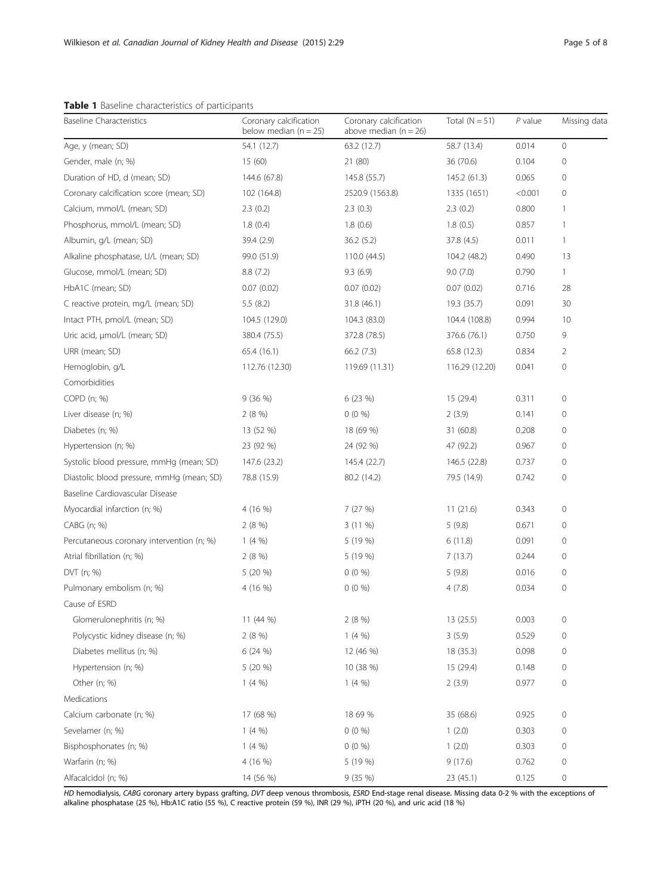**Table 1** Baseline characteristics of participants

| Baseline Characteristics | Coronary calcification below median (n = 25) | Coronary calcification above median (n = 26) | Total (N = 51) | *P* value | Missing data |
|---|---|---|---|---|---|
| Age, y (mean; SD) | 54.1 (12.7) | 63.2 (12.7) | 58.7 (13.4) | 0.014 | 0 |
| Gender, male (n; %) | 15 (60) | 21 (80) | 36 (70.6) | 0.104 | 0 |
| Duration of HD, d (mean; SD) | 144.6 (67.8) | 145.8 (55.7) | 145.2 (61.3) | 0.065 | 0 |
| Coronary calcification score (mean; SD) | 102 (164.8) | 2520.9 (1563.8) | 1335 (1651) | <0.001 | 0 |
| Calcium, mmol/L (mean; SD) | 2.3 (0.2) | 2.3 (0.3) | 2.3 (0.2) | 0.800 | 1 |
| Phosphorus, mmol/L (mean; SD) | 1.8 (0.4) | 1.8 (0.6) | 1.8 (0.5) | 0.857 | 1 |
| Albumin, g/L (mean; SD) | 39.4 (2.9) | 36.2 (5.2) | 37.8 (4.5) | 0.011 | 1 |
| Alkaline phosphatase, U/L (mean; SD) | 99.0 (51.9) | 110.0 (44.5) | 104.2 (48.2) | 0.490 | 13 |
| Glucose, mmol/L (mean; SD) | 8.8 (7.2) | 9.3 (6.9) | 9.0 (7.0) | 0.790 | 1 |
| HbA1C (mean; SD) | 0.07 (0.02) | 0.07 (0.02) | 0.07 (0.02) | 0.716 | 28 |
| C reactive protein, mg/L (mean; SD) | 5.5 (8.2) | 31.8 (46.1) | 19.3 (35.7) | 0.091 | 30 |
| Intact PTH, pmol/L (mean; SD) | 104.5 (129.0) | 104.3 (83.0) | 104.4 (108.8) | 0.994 | 10 |
| Uric acid, μmol/L (mean; SD) | 380.4 (75.5) | 372.8 (78.5) | 376.6 (76.1) | 0.750 | 9 |
| URR (mean; SD) | 65.4 (16.1) | 66.2 (7.3) | 65.8 (12.3) | 0.834 | 2 |
| Hemoglobin, g/L | 112.76 (12.30) | 119.69 (11.31) | 116.29 (12.20) | 0.041 | 0 |
| Comorbidities | | | | | |
| COPD (n; %) | 9 (36 %) | 6 (23 %) | 15 (29.4) | 0.311 | 0 |
| Liver disease (n; %) | 2 (8 %) | 0 (0 %) | 2 (3.9) | 0.141 | 0 |
| Diabetes (n; %) | 13 (52 %) | 18 (69 %) | 31 (60.8) | 0.208 | 0 |
| Hypertension (n; %) | 23 (92 %) | 24 (92 %) | 47 (92.2) | 0.967 | 0 |
| Systolic blood pressure, mmHg (mean; SD) | 147.6 (23.2) | 145.4 (22.7) | 146.5 (22.8) | 0.737 | 0 |
| Diastolic blood pressure, mmHg (mean; SD) | 78.8 (15.9) | 80.2 (14.2) | 79.5 (14.9) | 0.742 | 0 |
| Baseline Cardiovascular Disease | | | | | |
| Myocardial infarction (n; %) | 4 (16 %) | 7 (27 %) | 11 (21.6) | 0.343 | 0 |
| CABG (n; %) | 2 (8 %) | 3 (11 %) | 5 (9.8) | 0.671 | 0 |
| Percutaneous coronary intervention (n; %) | 1 (4 %) | 5 (19 %) | 6 (11.8) | 0.091 | 0 |
| Atrial fibrillation (n; %) | 2 (8 %) | 5 (19 %) | 7 (13.7) | 0.244 | 0 |
| DVT (n; %) | 5 (20 %) | 0 (0 %) | 5 (9.8) | 0.016 | 0 |
| Pulmonary embolism (n; %) | 4 (16 %) | 0 (0 %) | 4 (7.8) | 0.034 | 0 |
| Cause of ESRD | | | | | |
| Glomerulonephritis (n; %) | 11 (44 %) | 2 (8 %) | 13 (25.5) | 0.003 | 0 |
| Polycystic kidney disease (n; %) | 2 (8 %) | 1 (4 %) | 3 (5.9) | 0.529 | 0 |
| Diabetes mellitus (n; %) | 6 (24 %) | 12 (46 %) | 18 (35.3) | 0.098 | 0 |
| Hypertension (n; %) | 5 (20 %) | 10 (38 %) | 15 (29.4) | 0.148 | 0 |
| Other (n; %) | 1 (4 %) | 1 (4 %) | 2 (3.9) | 0.977 | 0 |
| Medications | | | | | |
| Calcium carbonate (n; %) | 17 (68 %) | 18 69 % | 35 (68.6) | 0.925 | 0 |
| Sevelamer (n; %) | 1 (4 %) | 0 (0 %) | 1 (2.0) | 0.303 | 0 |
| Bisphosphonates (n; %) | 1 (4 %) | 0 (0 %) | 1 (2.0) | 0.303 | 0 |
| Warfarin (n; %) | 4 (16 %) | 5 (19 %) | 9 (17.6) | 0.762 | 0 |
| Alfacalcidol (n; %) | 14 (56 %) | 9 (35 %) | 23 (45.1) | 0.125 | 0 |

*HD* hemodialysis, *CABG* coronary artery bypass grafting, *DVT* deep venous thrombosis, *ESRD* End-stage renal disease. Missing data 0-2 % with the exceptions of alkaline phosphatase (25 %), Hb:A1C ratio (55 %), C reactive protein (59 %), INR (29 %), iPTH (20 %), and uric acid (18 %)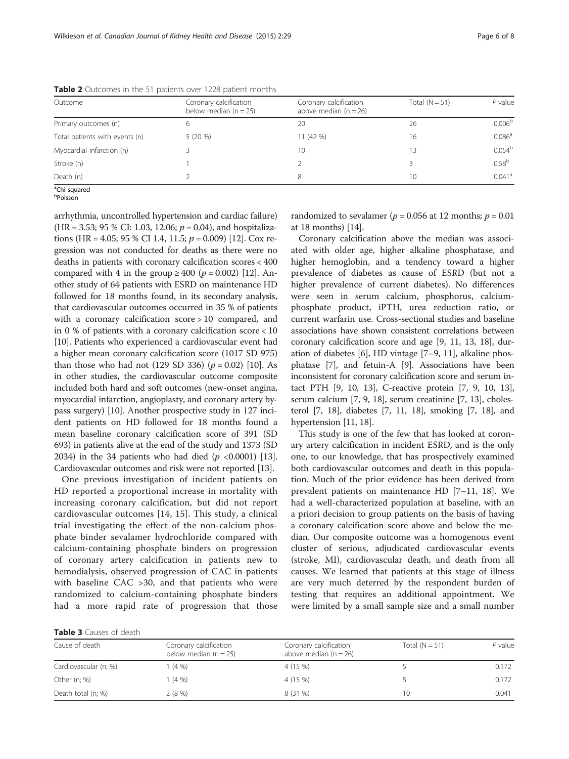**Table 2** Outcomes in the 51 patients over 1228 patient months

| Outcome | Coronary calcification below median (n = 25) | Coronary calcification above median (n = 26) | Total (N = 51) | *P* value |
|---|---|---|---|---|
| Primary outcomes (n) | 6 | 20 | 26 | 0.006[b] |
| Total patients with events (n) | 5 (20 %) | 11 (42 %) | 16 | 0.086[a] |
| Myocardial infarction (n) | 3 | 10 | 13 | 0.054[b] |
| Stroke (n) | 1 | 2 | 3 | 0.58[b] |
| Death (n) | 2 | 8 | 10 | 0.041[a] |

[a]Chi squared
[b]Poisson

arrhythmia, uncontrolled hypertension and cardiac failure) (HR = 3.53; 95 % CI: 1.03, 12.06; $p = 0.04$), and hospitalizations (HR = 4.05; 95 % CI 1.4, 11.5; $p = 0.009$) [12]. Cox regression was not conducted for deaths as there were no deaths in patients with coronary calcification scores < 400 compared with 4 in the group ≥ 400 ($p = 0.002$) [12]. Another study of 64 patients with ESRD on maintenance HD followed for 18 months found, in its secondary analysis, that cardiovascular outcomes occurred in 35 % of patients with a coronary calcification score > 10 compared, and in 0 % of patients with a coronary calcification score < 10 [10]. Patients who experienced a cardiovascular event had a higher mean coronary calcification score (1017 SD 975) than those who had not (129 SD 336) ($p = 0.02$) [10]. As in other studies, the cardiovascular outcome composite included both hard and soft outcomes (new-onset angina, myocardial infarction, angioplasty, and coronary artery bypass surgery) [10]. Another prospective study in 127 incident patients on HD followed for 18 months found a mean baseline coronary calcification score of 391 (SD 693) in patients alive at the end of the study and 1373 (SD 2034) in the 34 patients who had died ($p < 0.0001$) [13]. Cardiovascular outcomes and risk were not reported [13].

One previous investigation of incident patients on HD reported a proportional increase in mortality with increasing coronary calcification, but did not report cardiovascular outcomes [14, 15]. This study, a clinical trial investigating the effect of the non-calcium phosphate binder sevalamer hydrochloride compared with calcium-containing phosphate binders on progression of coronary artery calcification in patients new to hemodialysis, observed progression of CAC in patients with baseline CAC >30, and that patients who were randomized to calcium-containing phosphate binders had a more rapid rate of progression that those randomized to sevalamer ($p = 0.056$ at 12 months; $p = 0.01$ at 18 months) [14].

Coronary calcification above the median was associated with older age, higher alkaline phosphatase, and higher hemoglobin, and a tendency toward a higher prevalence of diabetes as cause of ESRD (but not a higher prevalence of current diabetes). No differences were seen in serum calcium, phosphorus, calcium-phosphate product, iPTH, urea reduction ratio, or current warfarin use. Cross-sectional studies and baseline associations have shown consistent correlations between coronary calcification score and age [9, 11, 13, 18], duration of diabetes [6], HD vintage [7–9, 11], alkaline phosphatase [7], and fetuin-A [9]. Associations have been inconsistent for coronary calcification score and serum intact PTH [9, 10, 13], C-reactive protein [7, 9, 10, 13], serum calcium [7, 9, 18], serum creatinine [7, 13], cholesterol [7, 18], diabetes [7, 11, 18], smoking [7, 18], and hypertension [11, 18].

This study is one of the few that has looked at coronary artery calcification in incident ESRD, and is the only one, to our knowledge, that has prospectively examined both cardiovascular outcomes and death in this population. Much of the prior evidence has been derived from prevalent patients on maintenance HD [7–11, 18]. We had a well-characterized population at baseline, with an a priori decision to group patients on the basis of having a coronary calcification score above and below the median. Our composite outcome was a homogenous event cluster of serious, adjudicated cardiovascular events (stroke, MI), cardiovascular death, and death from all causes. We learned that patients at this stage of illness are very much deterred by the respondent burden of testing that requires an additional appointment. We were limited by a small sample size and a small number

**Table 3** Causes of death

| Cause of death | Coronary calcification below median (n = 25) | Coronary calcification above median (n = 26) | Total (N = 51) | *P* value |
|---|---|---|---|---|
| Cardiovascular (n; %) | 1 (4 %) | 4 (15 %) | 5 | 0.172 |
| Other (n; %) | 1 (4 %) | 4 (15 %) | 5 | 0.172 |
| Death total (n; %) | 2 (8 %) | 8 (31 %) | 10 | 0.041 |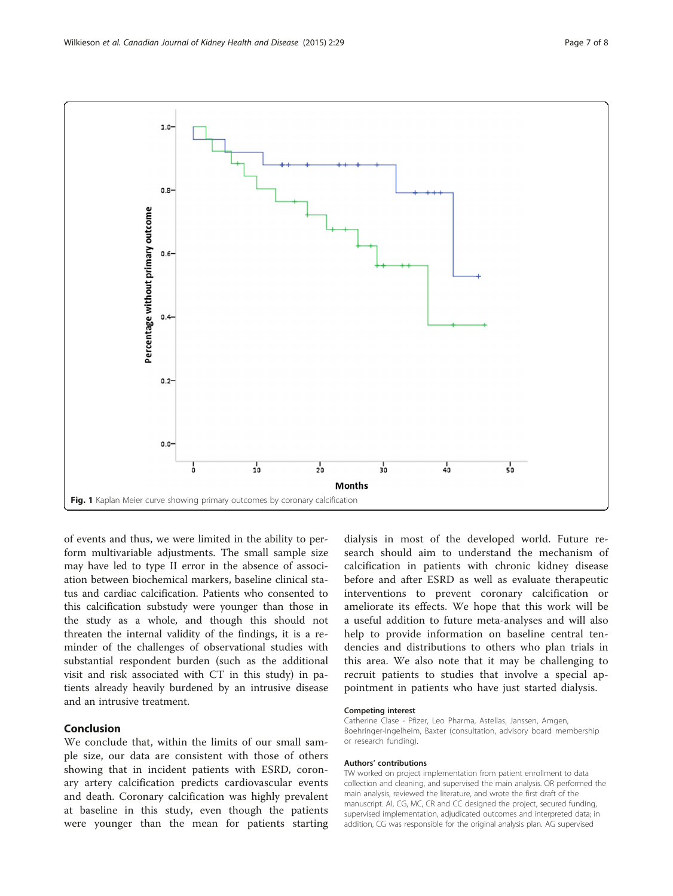Percentage without primary outcome

1.0
0.8
0.6
0.4
0.2
0.0

0
10
20
30
40
50

Months

**Fig. 1** Kaplan Meier curve showing primary outcomes by coronary calcification

of events and thus, we were limited in the ability to perform multivariable adjustments. The small sample size may have led to type II error in the absence of association between biochemical markers, baseline clinical status and cardiac calcification. Patients who consented to this calcification substudy were younger than those in the study as a whole, and though this should not threaten the internal validity of the findings, it is a reminder of the challenges of observational studies with substantial respondent burden (such as the additional visit and risk associated with CT in this study) in patients already heavily burdened by an intrusive disease and an intrusive treatment.

## Conclusion

We conclude that, within the limits of our small sample size, our data are consistent with those of others showing that in incident patients with ESRD, coronary artery calcification predicts cardiovascular events and death. Coronary calcification was highly prevalent at baseline in this study, even though the patients were younger than the mean for patients starting dialysis in most of the developed world. Future research should aim to understand the mechanism of calcification in patients with chronic kidney disease before and after ESRD as well as evaluate therapeutic interventions to prevent coronary calcification or ameliorate its effects. We hope that this work will be a useful addition to future meta-analyses and will also help to provide information on baseline central tendencies and distributions to others who plan trials in this area. We also note that it may be challenging to recruit patients to studies that involve a special appointment in patients who have just started dialysis.

### Competing interest

Catherine Clase - Pfizer, Leo Pharma, Astellas, Janssen, Amgen, Boehringer-Ingelheim, Baxter (consultation, advisory board membership or research funding).

### Authors' contributions

TW worked on project implementation from patient enrollment to data collection and cleaning, and supervised the main analysis. OR performed the main analysis, reviewed the literature, and wrote the first draft of the manuscript. AI, CG, MC, CR and CC designed the project, secured funding, supervised implementation, adjudicated outcomes and interpreted data; in addition, CG was responsible for the original analysis plan. AG supervised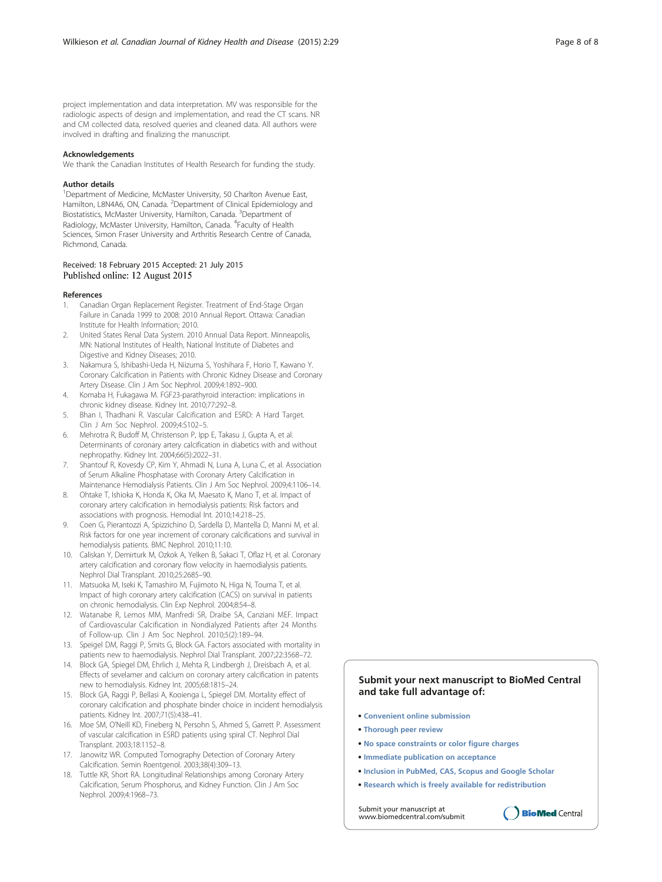project implementation and data interpretation. MV was responsible for the radiologic aspects of design and implementation, and read the CT scans. NR and CM collected data, resolved queries and cleaned data. All authors were involved in drafting and finalizing the manuscript.

#### Acknowledgements

We thank the Canadian Institutes of Health Research for funding the study.

#### Author details

[1]Department of Medicine, McMaster University, 50 Charlton Avenue East, Hamilton, L8N4A6, ON, Canada. [2]Department of Clinical Epidemiology and Biostatistics, McMaster University, Hamilton, Canada. [3]Department of Radiology, McMaster University, Hamilton, Canada. [4]Faculty of Health Sciences, Simon Fraser University and Arthritis Research Centre of Canada, Richmond, Canada.

Received: 18 February 2015 Accepted: 21 July 2015
Published online: 12 August 2015

#### References

1. Canadian Organ Replacement Register. Treatment of End-Stage Organ Failure in Canada 1999 to 2008: 2010 Annual Report. Ottawa: Canadian Institute for Health Information; 2010.
2. United States Renal Data System. 2010 Annual Data Report. Minneapolis, MN: National Institutes of Health, National Institute of Diabetes and Digestive and Kidney Diseases; 2010.
3. Nakamura S, Ishibashi-Ueda H, Niizuma S, Yoshihara F, Horio T, Kawano Y. Coronary Calcification in Patients with Chronic Kidney Disease and Coronary Artery Disease. Clin J Am Soc Nephrol. 2009;4:1892–900.
4. Komaba H, Fukagawa M. FGF23-parathyroid interaction: implications in chronic kidney disease. Kidney Int. 2010;77:292–8.
5. Bhan I, Thadhani R. Vascular Calcification and ESRD: A Hard Target. Clin J Am Soc Nephrol. 2009;4:S102–5.
6. Mehrotra R, Budoff M, Christenson P, Ipp E, Takasu J, Gupta A, et al. Determinants of coronary artery calcification in diabetics with and without nephropathy. Kidney Int. 2004;66(5):2022–31.
7. Shantouf R, Kovesdy CP, Kim Y, Ahmadi N, Luna A, Luna C, et al. Association of Serum Alkaline Phosphatase with Coronary Artery Calcification in Maintenance Hemodialysis Patients. Clin J Am Soc Nephrol. 2009;4:1106–14.
8. Ohtake T, Ishioka K, Honda K, Oka M, Maesato K, Mano T, et al. Impact of coronary artery calcification in hemodialysis patients: Risk factors and associations with prognosis. Hemodial Int. 2010;14:218–25.
9. Coen G, Pierantozzi A, Spizzichino D, Sardella D, Mantella D, Manni M, et al. Risk factors for one year increment of coronary calcifications and survival in hemodialysis patients. BMC Nephrol. 2010;11:10.
10. Caliskan Y, Demirturk M, Ozkok A, Yelken B, Sakaci T, Oflaz H, et al. Coronary artery calcification and coronary flow velocity in haemodialysis patients. Nephrol Dial Transplant. 2010;25:2685–90.
11. Matsuoka M, Iseki K, Tamashiro M, Fujimoto N, Higa N, Touma T, et al. Impact of high coronary artery calcification (CACS) on survival in patients on chronic hemodialysis. Clin Exp Nephrol. 2004;8:54–8.
12. Watanabe R, Lemos MM, Manfredi SR, Draibe SA, Canziani MEF. Impact of Cardiovascular Calcification in Nondialyzed Patients after 24 Months of Follow-up. Clin J Am Soc Nephrol. 2010;5(2):189–94.
13. Speigel DM, Raggi P, Smits G, Block GA. Factors associated with mortality in patients new to haemodialysis. Nephrol Dial Transplant. 2007;22:3568–72.
14. Block GA, Spiegel DM, Ehrlich J, Mehta R, Lindbergh J, Dreisbach A, et al. Effects of sevelamer and calcium on coronary artery calcification in patents new to hemodialysis. Kidney Int. 2005;68:1815–24.
15. Block GA, Raggi P, Bellasi A, Kooienga L, Spiegel DM. Mortality effect of coronary calcification and phosphate binder choice in incident hemodialysis patients. Kidney Int. 2007;71(5):438–41.
16. Moe SM, O'Neill KD, Fineberg N, Persohn S, Ahmed S, Garrett P. Assessment of vascular calcification in ESRD patients using spiral CT. Nephrol Dial Transplant. 2003;18:1152–8.
17. Janowitz WR. Computed Tomography Detection of Coronary Artery Calcification. Semin Roentgenol. 2003;38(4):309–13.
18. Tuttle KR, Short RA. Longitudinal Relationships among Coronary Artery Calcification, Serum Phosphorus, and Kidney Function. Clin J Am Soc Nephrol. 2009;4:1968–73.

**Submit your next manuscript to BioMed Central and take full advantage of:**

- **Convenient online submission**
- **Thorough peer review**
- **No space constraints or color figure charges**
- **Immediate publication on acceptance**
- **Inclusion in PubMed, CAS, Scopus and Google Scholar**
- **Research which is freely available for redistribution**

Submit your manuscript at
www.biomedcentral.com/submit

BioMed Central